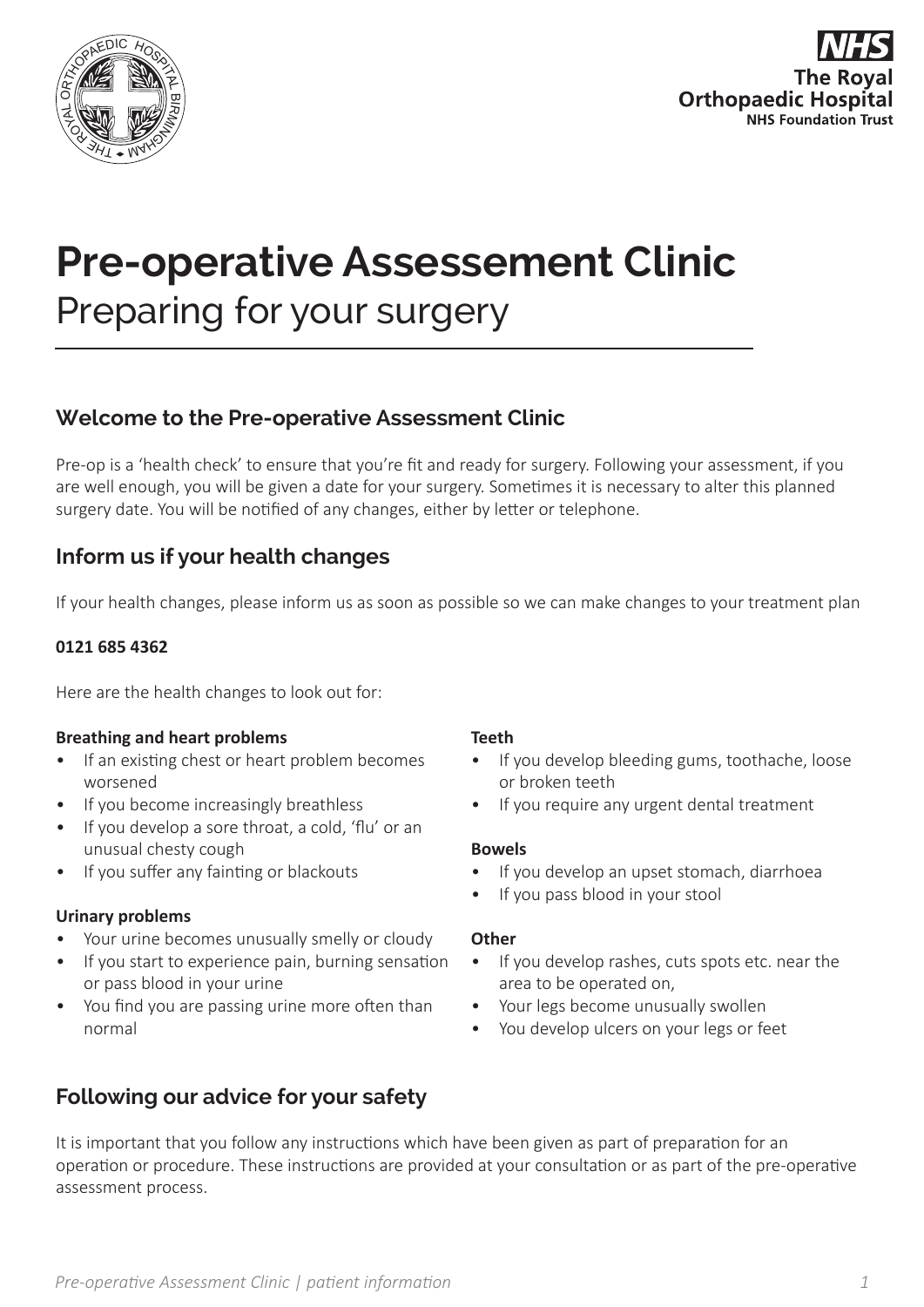The Royal Orthopaedic Hospital
NHS Foundation Trust

# Pre-operative Assessement Clinic

Preparing for your surgery

## Welcome to the Pre-operative Assessment Clinic

Pre-op is a 'health check' to ensure that you're fit and ready for surgery. Following your assessment, if you are well enough, you will be given a date for your surgery. Sometimes it is necessary to alter this planned surgery date. You will be notified of any changes, either by letter or telephone.

## Inform us if your health changes

If your health changes, please inform us as soon as possible so we can make changes to your treatment plan

**0121 685 4362**

Here are the health changes to look out for:

**Breathing and heart problems**

- If an existing chest or heart problem becomes worsened
- If you become increasingly breathless
- If you develop a sore throat, a cold, 'flu' or an unusual chesty cough
- If you suffer any fainting or blackouts

**Urinary problems**

- Your urine becomes unusually smelly or cloudy
- If you start to experience pain, burning sensation or pass blood in your urine
- You find you are passing urine more often than normal

**Teeth**

- If you develop bleeding gums, toothache, loose or broken teeth
- If you require any urgent dental treatment

**Bowels**

- If you develop an upset stomach, diarrhoea
- If you pass blood in your stool

**Other**

- If you develop rashes, cuts spots etc. near the area to be operated on,
- Your legs become unusually swollen
- You develop ulcers on your legs or feet

## Following our advice for your safety

It is important that you follow any instructions which have been given as part of preparation for an operation or procedure. These instructions are provided at your consultation or as part of the pre-operative assessment process.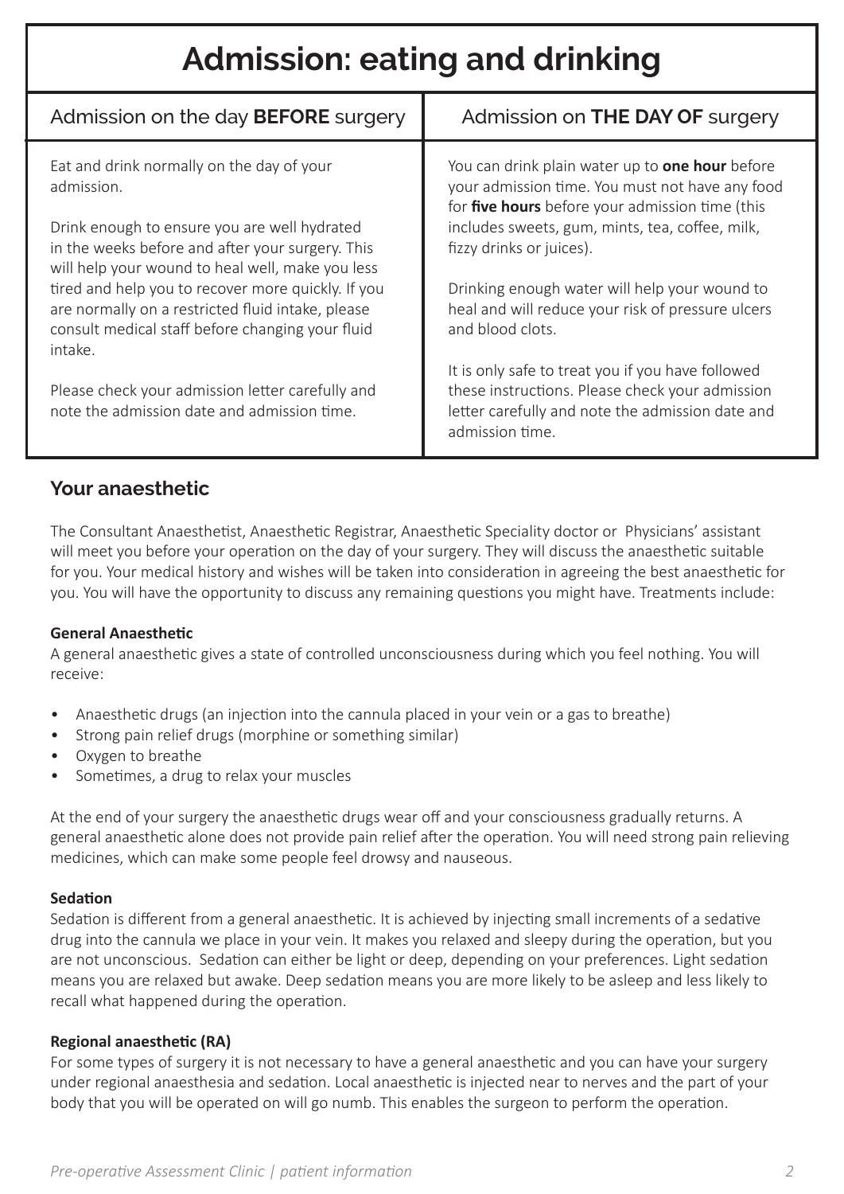# Admission: eating and drinking

| Admission on the day **BEFORE** surgery | Admission on **THE DAY OF** surgery |
| --- | --- |
| Eat and drink normally on the day of your admission.<br><br>Drink enough to ensure you are well hydrated in the weeks before and after your surgery. This will help your wound to heal well, make you less tired and help you to recover more quickly. If you are normally on a restricted fluid intake, please consult medical staff before changing your fluid intake.<br><br>Please check your admission letter carefully and note the admission date and admission time. | You can drink plain water up to **one hour** before your admission time. You must not have any food for **five hours** before your admission time (this includes sweets, gum, mints, tea, coffee, milk, fizzy drinks or juices).<br><br>Drinking enough water will help your wound to heal and will reduce your risk of pressure ulcers and blood clots.<br><br>It is only safe to treat you if you have followed these instructions. Please check your admission letter carefully and note the admission date and admission time. |

## Your anaesthetic

The Consultant Anaesthetist, Anaesthetic Registrar, Anaesthetic Speciality doctor or Physicians' assistant will meet you before your operation on the day of your surgery. They will discuss the anaesthetic suitable for you. Your medical history and wishes will be taken into consideration in agreeing the best anaesthetic for you. You will have the opportunity to discuss any remaining questions you might have. Treatments include:

**General Anaesthetic**

A general anaesthetic gives a state of controlled unconsciousness during which you feel nothing. You will receive:

- Anaesthetic drugs (an injection into the cannula placed in your vein or a gas to breathe)
- Strong pain relief drugs (morphine or something similar)
- Oxygen to breathe
- Sometimes, a drug to relax your muscles

At the end of your surgery the anaesthetic drugs wear off and your consciousness gradually returns. A general anaesthetic alone does not provide pain relief after the operation. You will need strong pain relieving medicines, which can make some people feel drowsy and nauseous.

**Sedation**

Sedation is different from a general anaesthetic. It is achieved by injecting small increments of a sedative drug into the cannula we place in your vein. It makes you relaxed and sleepy during the operation, but you are not unconscious. Sedation can either be light or deep, depending on your preferences. Light sedation means you are relaxed but awake. Deep sedation means you are more likely to be asleep and less likely to recall what happened during the operation.

**Regional anaesthetic (RA)**

For some types of surgery it is not necessary to have a general anaesthetic and you can have your surgery under regional anaesthesia and sedation. Local anaesthetic is injected near to nerves and the part of your body that you will be operated on will go numb. This enables the surgeon to perform the operation.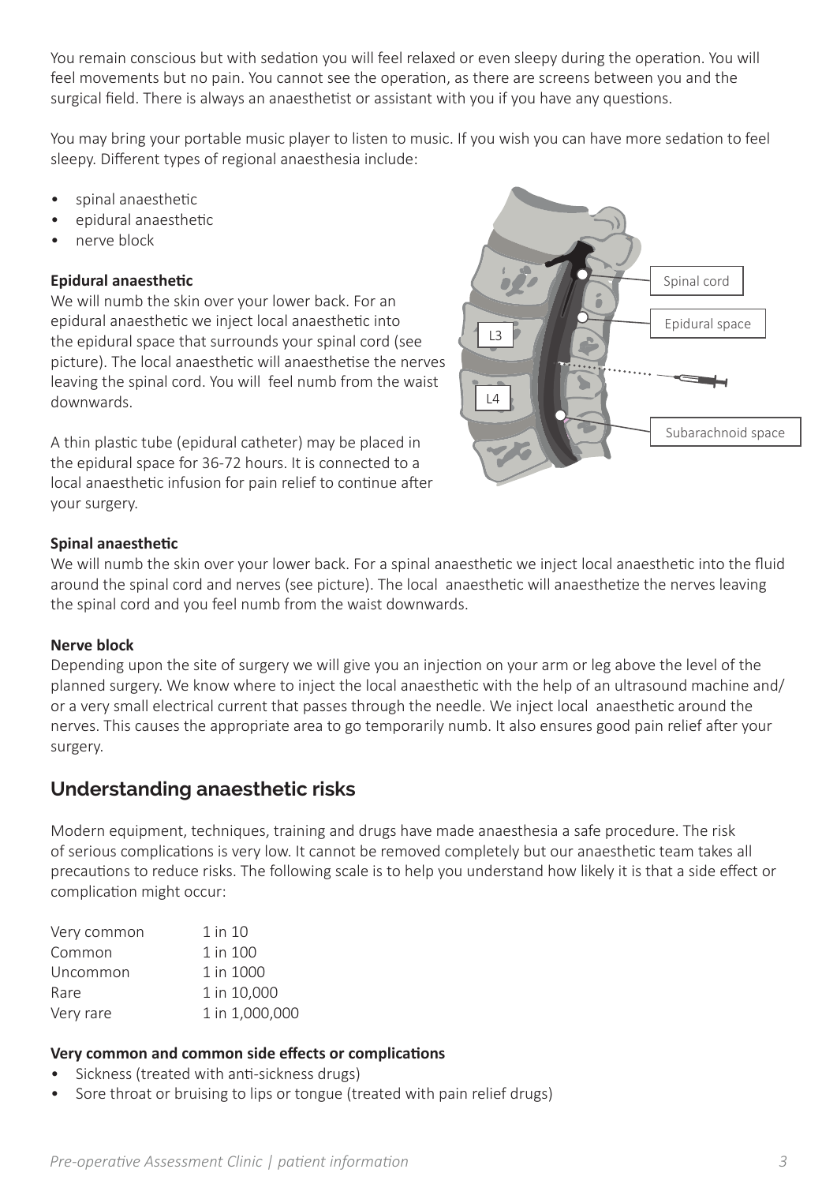You remain conscious but with sedation you will feel relaxed or even sleepy during the operation. You will feel movements but no pain. You cannot see the operation, as there are screens between you and the surgical field. There is always an anaesthetist or assistant with you if you have any questions.

You may bring your portable music player to listen to music. If you wish you can have more sedation to feel sleepy. Different types of regional anaesthesia include:

- spinal anaesthetic
- epidural anaesthetic
- nerve block

**Epidural anaesthetic**

We will numb the skin over your lower back. For an epidural anaesthetic we inject local anaesthetic into the epidural space that surrounds your spinal cord (see picture). The local anaesthetic will anaesthetise the nerves leaving the spinal cord. You will feel numb from the waist downwards.

A thin plastic tube (epidural catheter) may be placed in the epidural space for 36-72 hours. It is connected to a local anaesthetic infusion for pain relief to continue after your surgery.

**Spinal anaesthetic**

We will numb the skin over your lower back. For a spinal anaesthetic we inject local anaesthetic into the fluid around the spinal cord and nerves (see picture). The local anaesthetic will anaesthetize the nerves leaving the spinal cord and you feel numb from the waist downwards.

**Nerve block**

Depending upon the site of surgery we will give you an injection on your arm or leg above the level of the planned surgery. We know where to inject the local anaesthetic with the help of an ultrasound machine and/or a very small electrical current that passes through the needle. We inject local anaesthetic around the nerves. This causes the appropriate area to go temporarily numb. It also ensures good pain relief after your surgery.

## Understanding anaesthetic risks

Modern equipment, techniques, training and drugs have made anaesthesia a safe procedure. The risk of serious complications is very low. It cannot be removed completely but our anaesthetic team takes all precautions to reduce risks. The following scale is to help you understand how likely it is that a side effect or complication might occur:

| | |
|---|---|
| Very common | 1 in 10 |
| Common | 1 in 100 |
| Uncommon | 1 in 1000 |
| Rare | 1 in 10,000 |
| Very rare | 1 in 1,000,000 |

**Very common and common side effects or complications**

- Sickness (treated with anti-sickness drugs)
- Sore throat or bruising to lips or tongue (treated with pain relief drugs)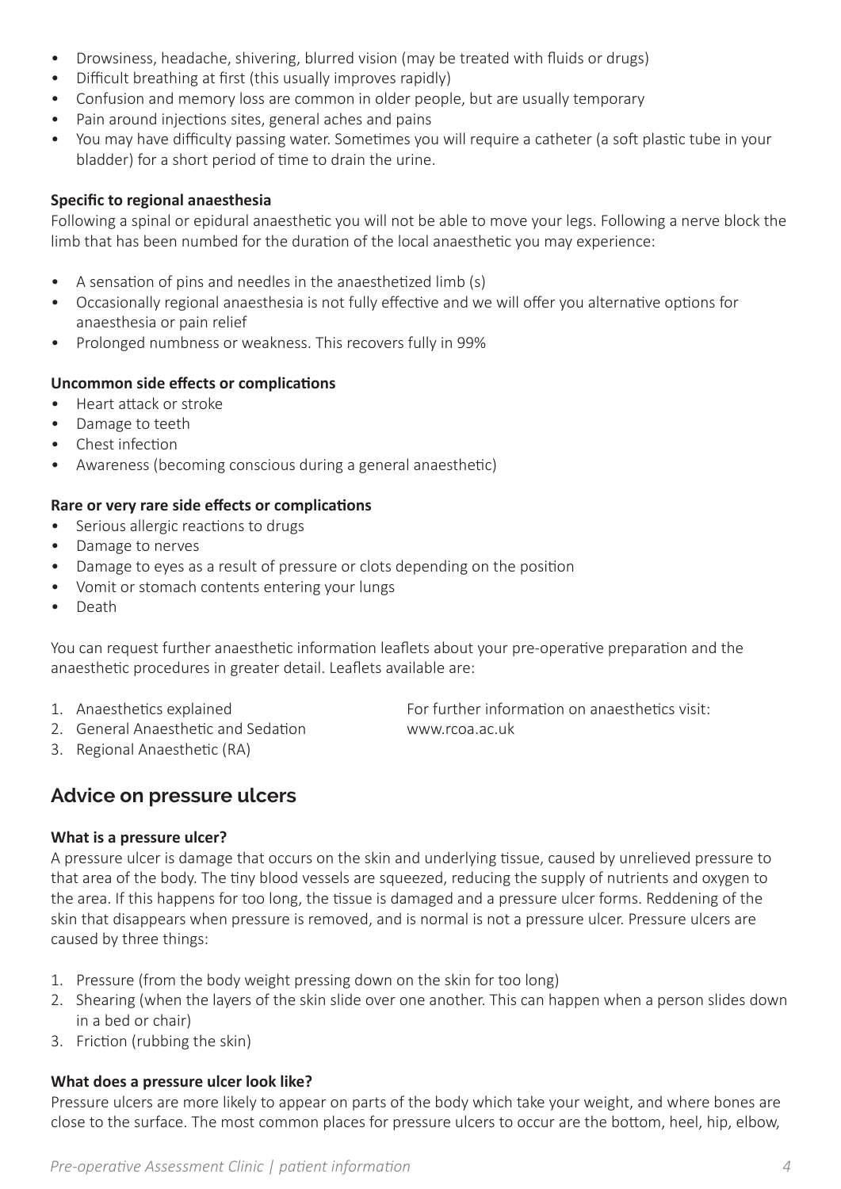- Drowsiness, headache, shivering, blurred vision (may be treated with fluids or drugs)
- Difficult breathing at first (this usually improves rapidly)
- Confusion and memory loss are common in older people, but are usually temporary
- Pain around injections sites, general aches and pains
- You may have difficulty passing water. Sometimes you will require a catheter (a soft plastic tube in your bladder) for a short period of time to drain the urine.

**Specific to regional anaesthesia**

Following a spinal or epidural anaesthetic you will not be able to move your legs. Following a nerve block the limb that has been numbed for the duration of the local anaesthetic you may experience:

- A sensation of pins and needles in the anaesthetized limb (s)
- Occasionally regional anaesthesia is not fully effective and we will offer you alternative options for anaesthesia or pain relief
- Prolonged numbness or weakness. This recovers fully in 99%

**Uncommon side effects or complications**

- Heart attack or stroke
- Damage to teeth
- Chest infection
- Awareness (becoming conscious during a general anaesthetic)

**Rare or very rare side effects or complications**

- Serious allergic reactions to drugs
- Damage to nerves
- Damage to eyes as a result of pressure or clots depending on the position
- Vomit or stomach contents entering your lungs
- Death

You can request further anaesthetic information leaflets about your pre-operative preparation and the anaesthetic procedures in greater detail. Leaflets available are:

1. Anaesthetics explained
2. General Anaesthetic and Sedation
3. Regional Anaesthetic (RA)

For further information on anaesthetics visit: www.rcoa.ac.uk

## Advice on pressure ulcers

**What is a pressure ulcer?**

A pressure ulcer is damage that occurs on the skin and underlying tissue, caused by unrelieved pressure to that area of the body. The tiny blood vessels are squeezed, reducing the supply of nutrients and oxygen to the area. If this happens for too long, the tissue is damaged and a pressure ulcer forms. Reddening of the skin that disappears when pressure is removed, and is normal is not a pressure ulcer. Pressure ulcers are caused by three things:

1. Pressure (from the body weight pressing down on the skin for too long)
2. Shearing (when the layers of the skin slide over one another. This can happen when a person slides down in a bed or chair)
3. Friction (rubbing the skin)

**What does a pressure ulcer look like?**

Pressure ulcers are more likely to appear on parts of the body which take your weight, and where bones are close to the surface. The most common places for pressure ulcers to occur are the bottom, heel, hip, elbow,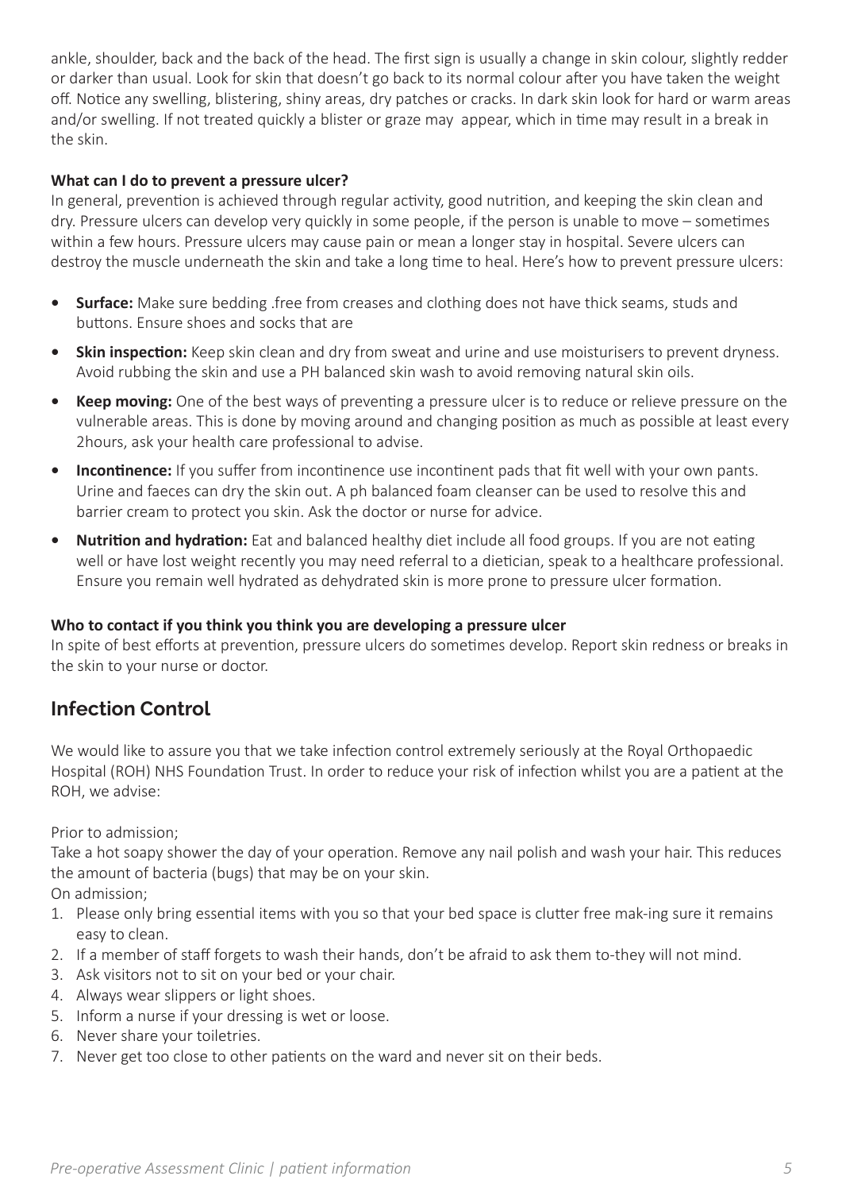ankle, shoulder, back and the back of the head. The first sign is usually a change in skin colour, slightly redder or darker than usual. Look for skin that doesn't go back to its normal colour after you have taken the weight off. Notice any swelling, blistering, shiny areas, dry patches or cracks. In dark skin look for hard or warm areas and/or swelling. If not treated quickly a blister or graze may appear, which in time may result in a break in the skin.

**What can I do to prevent a pressure ulcer?**

In general, prevention is achieved through regular activity, good nutrition, and keeping the skin clean and dry. Pressure ulcers can develop very quickly in some people, if the person is unable to move – sometimes within a few hours. Pressure ulcers may cause pain or mean a longer stay in hospital. Severe ulcers can destroy the muscle underneath the skin and take a long time to heal. Here's how to prevent pressure ulcers:

- **Surface:** Make sure bedding .free from creases and clothing does not have thick seams, studs and buttons. Ensure shoes and socks that are
- **Skin inspection:** Keep skin clean and dry from sweat and urine and use moisturisers to prevent dryness. Avoid rubbing the skin and use a PH balanced skin wash to avoid removing natural skin oils.
- **Keep moving:** One of the best ways of preventing a pressure ulcer is to reduce or relieve pressure on the vulnerable areas. This is done by moving around and changing position as much as possible at least every 2hours, ask your health care professional to advise.
- **Incontinence:** If you suffer from incontinence use incontinent pads that fit well with your own pants. Urine and faeces can dry the skin out. A ph balanced foam cleanser can be used to resolve this and barrier cream to protect you skin. Ask the doctor or nurse for advice.
- **Nutrition and hydration:** Eat and balanced healthy diet include all food groups. If you are not eating well or have lost weight recently you may need referral to a dietician, speak to a healthcare professional. Ensure you remain well hydrated as dehydrated skin is more prone to pressure ulcer formation.

**Who to contact if you think you think you are developing a pressure ulcer**

In spite of best efforts at prevention, pressure ulcers do sometimes develop. Report skin redness or breaks in the skin to your nurse or doctor.

## Infection Control

We would like to assure you that we take infection control extremely seriously at the Royal Orthopaedic Hospital (ROH) NHS Foundation Trust. In order to reduce your risk of infection whilst you are a patient at the ROH, we advise:

Prior to admission;

Take a hot soapy shower the day of your operation. Remove any nail polish and wash your hair. This reduces the amount of bacteria (bugs) that may be on your skin.

On admission;

1. Please only bring essential items with you so that your bed space is clutter free mak-ing sure it remains easy to clean.
2. If a member of staff forgets to wash their hands, don't be afraid to ask them to-they will not mind.
3. Ask visitors not to sit on your bed or your chair.
4. Always wear slippers or light shoes.
5. Inform a nurse if your dressing is wet or loose.
6. Never share your toiletries.
7. Never get too close to other patients on the ward and never sit on their beds.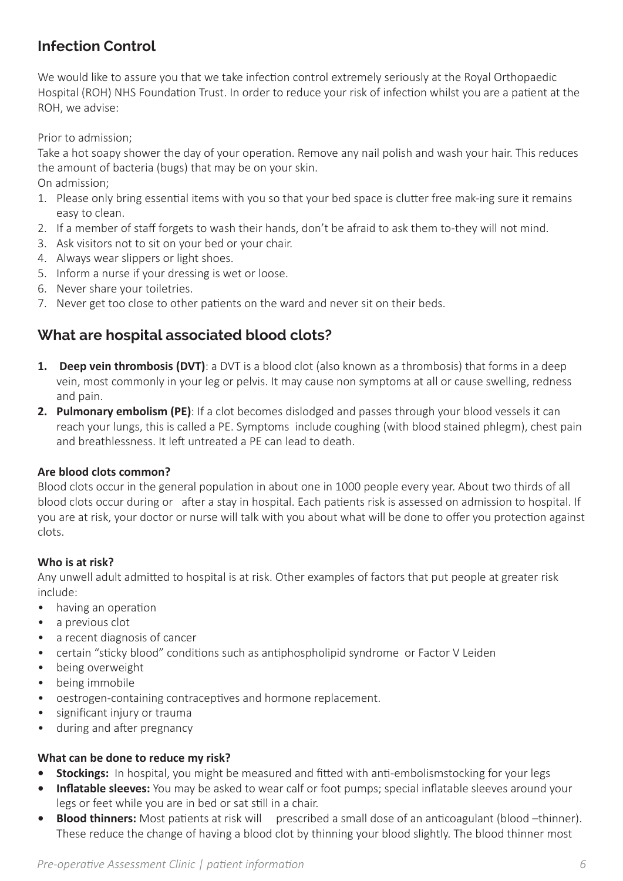## Infection Control

We would like to assure you that we take infection control extremely seriously at the Royal Orthopaedic Hospital (ROH) NHS Foundation Trust. In order to reduce your risk of infection whilst you are a patient at the ROH, we advise:

Prior to admission;

Take a hot soapy shower the day of your operation. Remove any nail polish and wash your hair. This reduces the amount of bacteria (bugs) that may be on your skin.

On admission;

1. Please only bring essential items with you so that your bed space is clutter free mak-ing sure it remains easy to clean.
2. If a member of staff forgets to wash their hands, don't be afraid to ask them to-they will not mind.
3. Ask visitors not to sit on your bed or your chair.
4. Always wear slippers or light shoes.
5. Inform a nurse if your dressing is wet or loose.
6. Never share your toiletries.
7. Never get too close to other patients on the ward and never sit on their beds.

## What are hospital associated blood clots?

1. **Deep vein thrombosis (DVT)**: a DVT is a blood clot (also known as a thrombosis) that forms in a deep vein, most commonly in your leg or pelvis. It may cause non symptoms at all or cause swelling, redness and pain.
2. **Pulmonary embolism (PE)**: If a clot becomes dislodged and passes through your blood vessels it can reach your lungs, this is called a PE. Symptoms include coughing (with blood stained phlegm), chest pain and breathlessness. It left untreated a PE can lead to death.

**Are blood clots common?**

Blood clots occur in the general population in about one in 1000 people every year. About two thirds of all blood clots occur during or after a stay in hospital. Each patients risk is assessed on admission to hospital. If you are at risk, your doctor or nurse will talk with you about what will be done to offer you protection against clots.

**Who is at risk?**

Any unwell adult admitted to hospital is at risk. Other examples of factors that put people at greater risk include:

- having an operation
- a previous clot
- a recent diagnosis of cancer
- certain "sticky blood" conditions such as antiphospholipid syndrome or Factor V Leiden
- being overweight
- being immobile
- oestrogen-containing contraceptives and hormone replacement.
- significant injury or trauma
- during and after pregnancy

**What can be done to reduce my risk?**

- **Stockings:** In hospital, you might be measured and fitted with anti-embolismstocking for your legs
- **Inflatable sleeves:** You may be asked to wear calf or foot pumps; special inflatable sleeves around your legs or feet while you are in bed or sat still in a chair.
- **Blood thinners:** Most patients at risk will prescribed a small dose of an anticoagulant (blood –thinner). These reduce the change of having a blood clot by thinning your blood slightly. The blood thinner most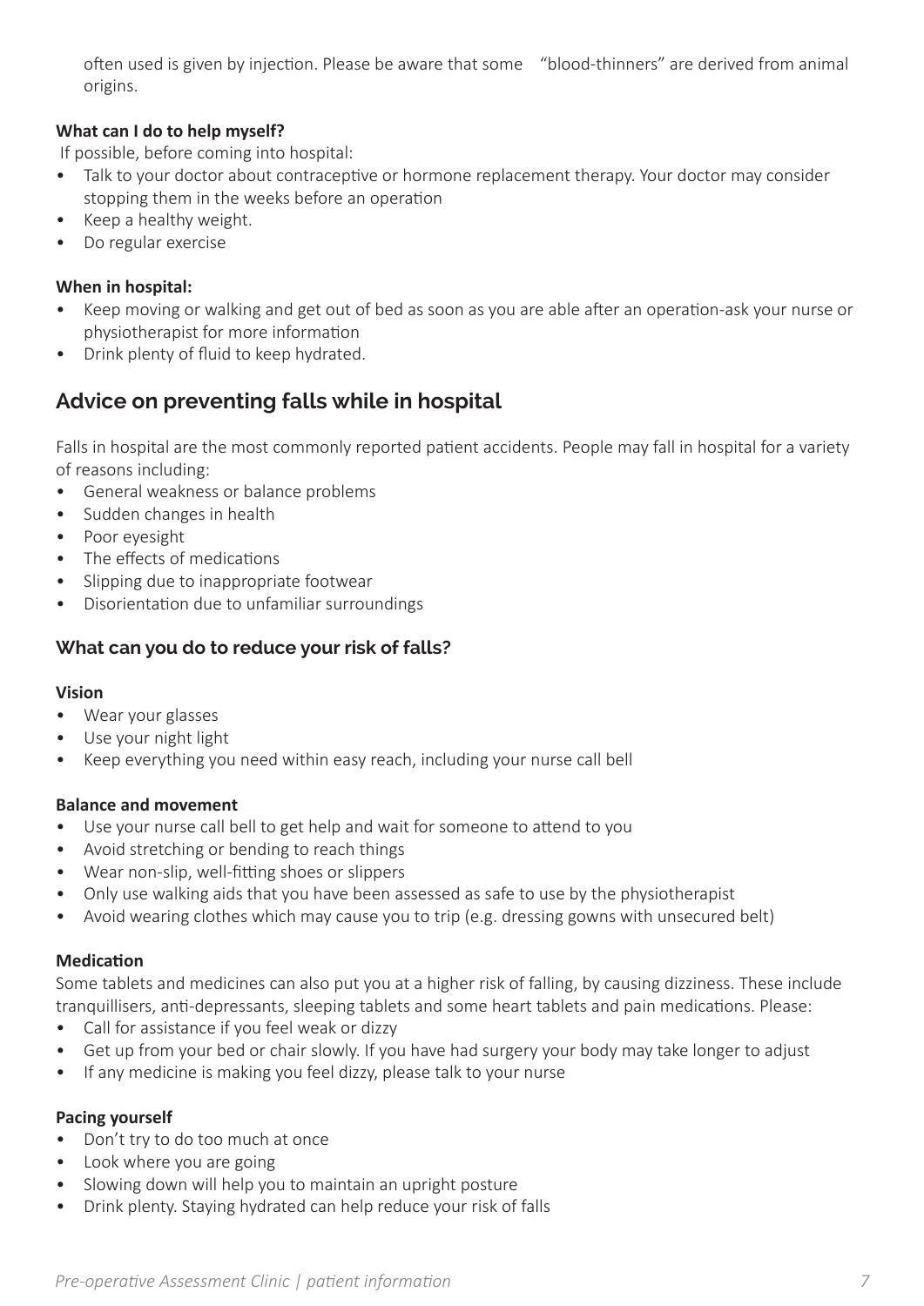often used is given by injection. Please be aware that some "blood-thinners" are derived from animal origins.

**What can I do to help myself?**

If possible, before coming into hospital:

- Talk to your doctor about contraceptive or hormone replacement therapy. Your doctor may consider stopping them in the weeks before an operation
- Keep a healthy weight.
- Do regular exercise

**When in hospital:**

- Keep moving or walking and get out of bed as soon as you are able after an operation-ask your nurse or physiotherapist for more information
- Drink plenty of fluid to keep hydrated.

## Advice on preventing falls while in hospital

Falls in hospital are the most commonly reported patient accidents. People may fall in hospital for a variety of reasons including:

- General weakness or balance problems
- Sudden changes in health
- Poor eyesight
- The effects of medications
- Slipping due to inappropriate footwear
- Disorientation due to unfamiliar surroundings

### What can you do to reduce your risk of falls?

**Vision**

- Wear your glasses
- Use your night light
- Keep everything you need within easy reach, including your nurse call bell

**Balance and movement**

- Use your nurse call bell to get help and wait for someone to attend to you
- Avoid stretching or bending to reach things
- Wear non-slip, well-fitting shoes or slippers
- Only use walking aids that you have been assessed as safe to use by the physiotherapist
- Avoid wearing clothes which may cause you to trip (e.g. dressing gowns with unsecured belt)

**Medication**

Some tablets and medicines can also put you at a higher risk of falling, by causing dizziness. These include tranquillisers, anti-depressants, sleeping tablets and some heart tablets and pain medications. Please:

- Call for assistance if you feel weak or dizzy
- Get up from your bed or chair slowly. If you have had surgery your body may take longer to adjust
- If any medicine is making you feel dizzy, please talk to your nurse

**Pacing yourself**

- Don't try to do too much at once
- Look where you are going
- Slowing down will help you to maintain an upright posture
- Drink plenty. Staying hydrated can help reduce your risk of falls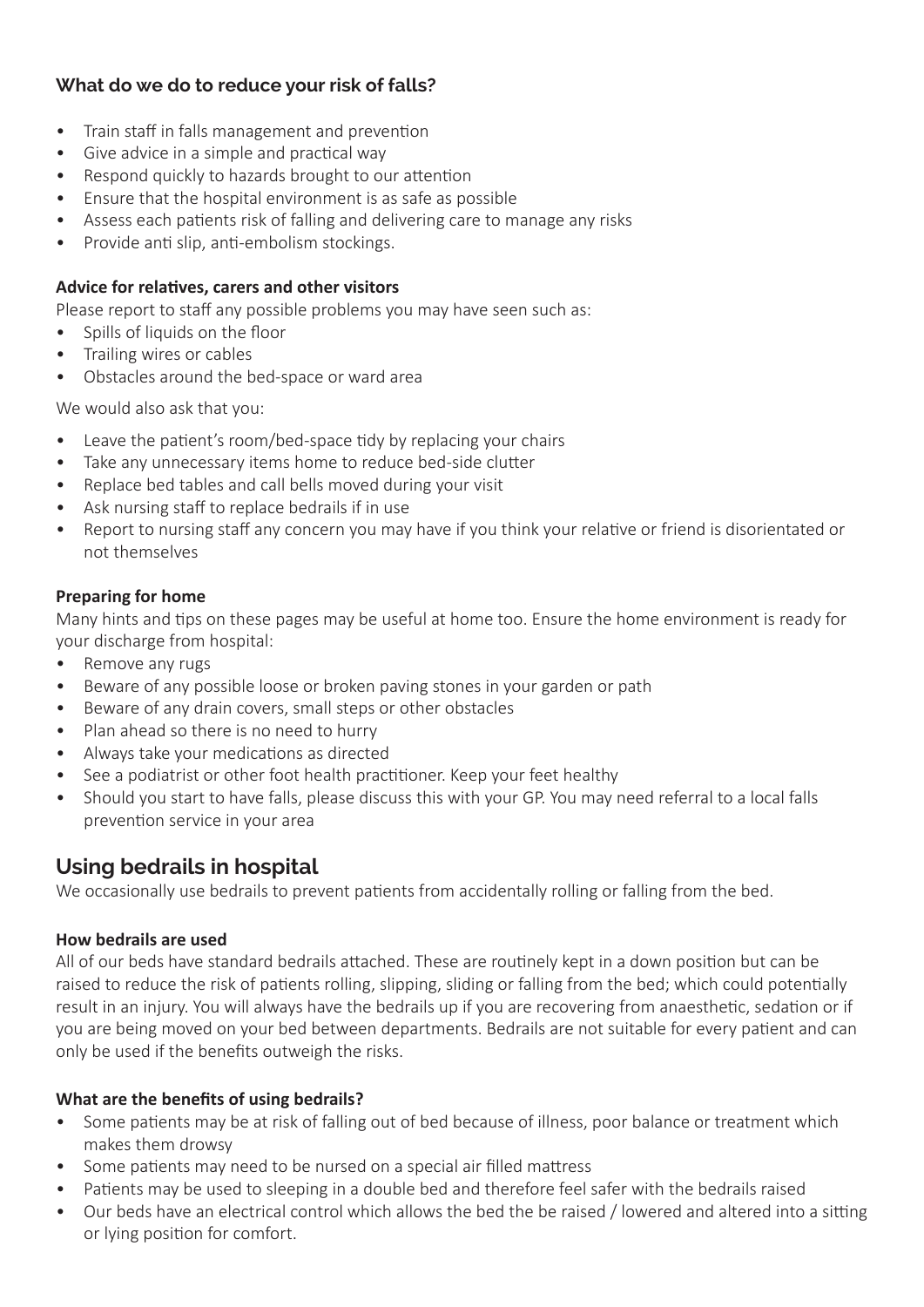### What do we do to reduce your risk of falls?

- Train staff in falls management and prevention
- Give advice in a simple and practical way
- Respond quickly to hazards brought to our attention
- Ensure that the hospital environment is as safe as possible
- Assess each patients risk of falling and delivering care to manage any risks
- Provide anti slip, anti-embolism stockings.

**Advice for relatives, carers and other visitors**

Please report to staff any possible problems you may have seen such as:

- Spills of liquids on the floor
- Trailing wires or cables
- Obstacles around the bed-space or ward area

We would also ask that you:

- Leave the patient's room/bed-space tidy by replacing your chairs
- Take any unnecessary items home to reduce bed-side clutter
- Replace bed tables and call bells moved during your visit
- Ask nursing staff to replace bedrails if in use
- Report to nursing staff any concern you may have if you think your relative or friend is disorientated or not themselves

**Preparing for home**

Many hints and tips on these pages may be useful at home too. Ensure the home environment is ready for your discharge from hospital:

- Remove any rugs
- Beware of any possible loose or broken paving stones in your garden or path
- Beware of any drain covers, small steps or other obstacles
- Plan ahead so there is no need to hurry
- Always take your medications as directed
- See a podiatrist or other foot health practitioner. Keep your feet healthy
- Should you start to have falls, please discuss this with your GP. You may need referral to a local falls prevention service in your area

## Using bedrails in hospital

We occasionally use bedrails to prevent patients from accidentally rolling or falling from the bed.

**How bedrails are used**

All of our beds have standard bedrails attached. These are routinely kept in a down position but can be raised to reduce the risk of patients rolling, slipping, sliding or falling from the bed; which could potentially result in an injury. You will always have the bedrails up if you are recovering from anaesthetic, sedation or if you are being moved on your bed between departments. Bedrails are not suitable for every patient and can only be used if the benefits outweigh the risks.

**What are the benefits of using bedrails?**

- Some patients may be at risk of falling out of bed because of illness, poor balance or treatment which makes them drowsy
- Some patients may need to be nursed on a special air filled mattress
- Patients may be used to sleeping in a double bed and therefore feel safer with the bedrails raised
- Our beds have an electrical control which allows the bed the be raised / lowered and altered into a sitting or lying position for comfort.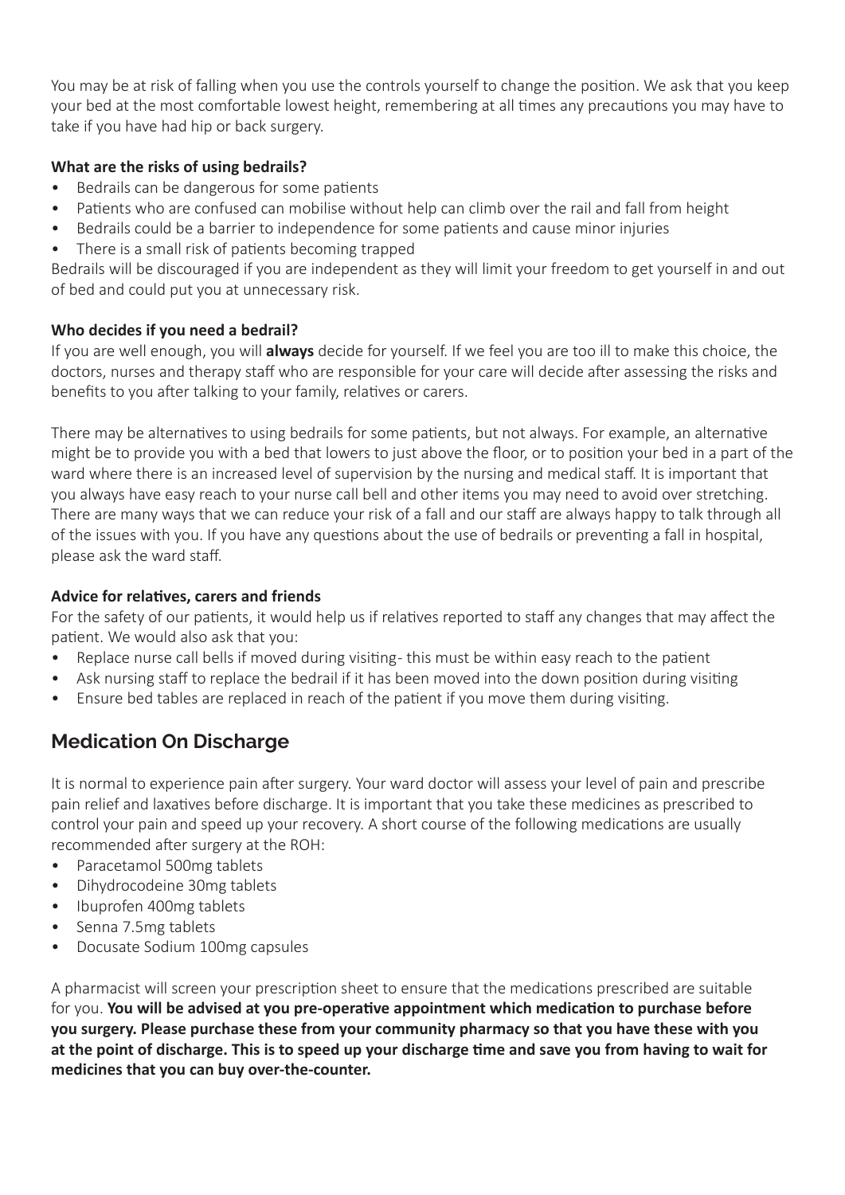You may be at risk of falling when you use the controls yourself to change the position. We ask that you keep your bed at the most comfortable lowest height, remembering at all times any precautions you may have to take if you have had hip or back surgery.

**What are the risks of using bedrails?**

- Bedrails can be dangerous for some patients
- Patients who are confused can mobilise without help can climb over the rail and fall from height
- Bedrails could be a barrier to independence for some patients and cause minor injuries
- There is a small risk of patients becoming trapped

Bedrails will be discouraged if you are independent as they will limit your freedom to get yourself in and out of bed and could put you at unnecessary risk.

**Who decides if you need a bedrail?**

If you are well enough, you will **always** decide for yourself. If we feel you are too ill to make this choice, the doctors, nurses and therapy staff who are responsible for your care will decide after assessing the risks and benefits to you after talking to your family, relatives or carers.

There may be alternatives to using bedrails for some patients, but not always. For example, an alternative might be to provide you with a bed that lowers to just above the floor, or to position your bed in a part of the ward where there is an increased level of supervision by the nursing and medical staff. It is important that you always have easy reach to your nurse call bell and other items you may need to avoid over stretching. There are many ways that we can reduce your risk of a fall and our staff are always happy to talk through all of the issues with you. If you have any questions about the use of bedrails or preventing a fall in hospital, please ask the ward staff.

**Advice for relatives, carers and friends**

For the safety of our patients, it would help us if relatives reported to staff any changes that may affect the patient. We would also ask that you:

- Replace nurse call bells if moved during visiting- this must be within easy reach to the patient
- Ask nursing staff to replace the bedrail if it has been moved into the down position during visiting
- Ensure bed tables are replaced in reach of the patient if you move them during visiting.

## Medication On Discharge

It is normal to experience pain after surgery. Your ward doctor will assess your level of pain and prescribe pain relief and laxatives before discharge. It is important that you take these medicines as prescribed to control your pain and speed up your recovery. A short course of the following medications are usually recommended after surgery at the ROH:

- Paracetamol 500mg tablets
- Dihydrocodeine 30mg tablets
- Ibuprofen 400mg tablets
- Senna 7.5mg tablets
- Docusate Sodium 100mg capsules

A pharmacist will screen your prescription sheet to ensure that the medications prescribed are suitable for you. **You will be advised at you pre-operative appointment which medication to purchase before you surgery. Please purchase these from your community pharmacy so that you have these with you at the point of discharge. This is to speed up your discharge time and save you from having to wait for medicines that you can buy over-the-counter.**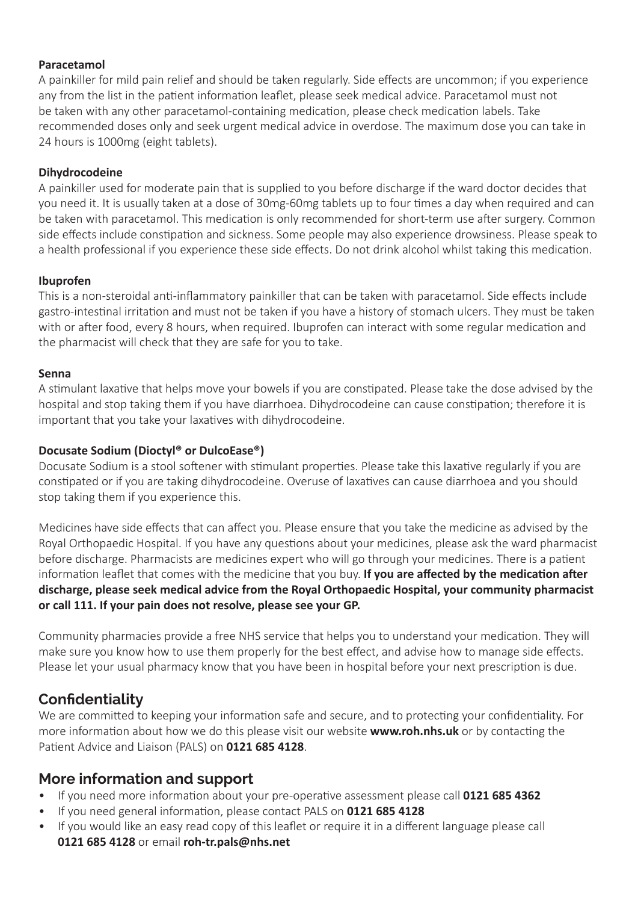**Paracetamol**

A painkiller for mild pain relief and should be taken regularly. Side effects are uncommon; if you experience any from the list in the patient information leaflet, please seek medical advice. Paracetamol must not be taken with any other paracetamol-containing medication, please check medication labels. Take recommended doses only and seek urgent medical advice in overdose. The maximum dose you can take in 24 hours is 1000mg (eight tablets).

**Dihydrocodeine**

A painkiller used for moderate pain that is supplied to you before discharge if the ward doctor decides that you need it. It is usually taken at a dose of 30mg-60mg tablets up to four times a day when required and can be taken with paracetamol. This medication is only recommended for short-term use after surgery. Common side effects include constipation and sickness. Some people may also experience drowsiness. Please speak to a health professional if you experience these side effects. Do not drink alcohol whilst taking this medication.

**Ibuprofen**

This is a non-steroidal anti-inflammatory painkiller that can be taken with paracetamol. Side effects include gastro-intestinal irritation and must not be taken if you have a history of stomach ulcers. They must be taken with or after food, every 8 hours, when required. Ibuprofen can interact with some regular medication and the pharmacist will check that they are safe for you to take.

**Senna**

A stimulant laxative that helps move your bowels if you are constipated. Please take the dose advised by the hospital and stop taking them if you have diarrhoea. Dihydrocodeine can cause constipation; therefore it is important that you take your laxatives with dihydrocodeine.

**Docusate Sodium (Dioctyl® or DulcoEase®)**

Docusate Sodium is a stool softener with stimulant properties. Please take this laxative regularly if you are constipated or if you are taking dihydrocodeine. Overuse of laxatives can cause diarrhoea and you should stop taking them if you experience this.

Medicines have side effects that can affect you. Please ensure that you take the medicine as advised by the Royal Orthopaedic Hospital. If you have any questions about your medicines, please ask the ward pharmacist before discharge. Pharmacists are medicines expert who will go through your medicines. There is a patient information leaflet that comes with the medicine that you buy. **If you are affected by the medication after discharge, please seek medical advice from the Royal Orthopaedic Hospital, your community pharmacist or call 111. If your pain does not resolve, please see your GP.**

Community pharmacies provide a free NHS service that helps you to understand your medication. They will make sure you know how to use them properly for the best effect, and advise how to manage side effects. Please let your usual pharmacy know that you have been in hospital before your next prescription is due.

## Confidentiality

We are committed to keeping your information safe and secure, and to protecting your confidentiality. For more information about how we do this please visit our website **www.roh.nhs.uk** or by contacting the Patient Advice and Liaison (PALS) on **0121 685 4128**.

## More information and support

- If you need more information about your pre-operative assessment please call **0121 685 4362**
- If you need general information, please contact PALS on **0121 685 4128**
- If you would like an easy read copy of this leaflet or require it in a different language please call **0121 685 4128** or email **roh-tr.pals@nhs.net**